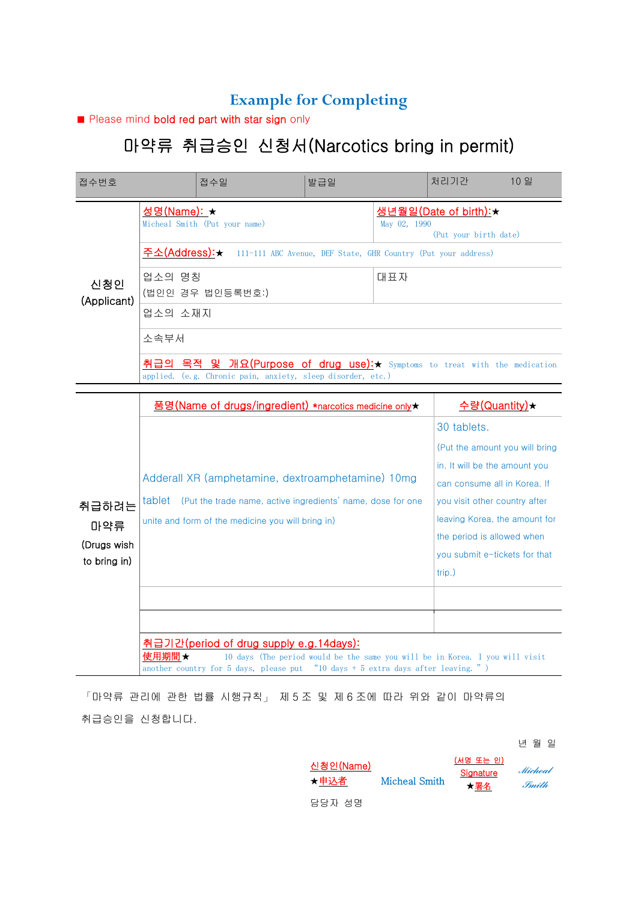## Example for Completing

■ Please mind **bold red part with star sign** only

# 마약류 취급승인 신청서(Narcotics bring in permit)

| 접수번호 | 접수일 | 발급일 | 처리기간 10 일 |
|---|---|---|---|

| 신청인 (Applicant) | | |
|---|---|---|
| | 성명(Name): ★ Micheal Smith (Put your name) | 생년월일(Date of birth):★ May 02, 1990 (Put your birth date) |
| | 주소(Address):★ 111-111 ABC Avenue, DEF State, GHR Country (Put your address) | |
| | 업소의 명칭 (법인인 경우 법인등록번호:) | 대표자 |
| | 업소의 소재지 | |
| | 소속부서 | |
| | 취급의 목적 및 개요(Purpose of drug use):★ Symptoms to treat with the medication applied. (e.g. Chronic pain, anxiety, sleep disorder, etc.) | |

| 취급하려는 마약류 (Drugs wish to bring in) | 품명(Name of drugs/ingredient) *narcotics medicine only★ | 수량(Quantity)★ |
|---|---|---|
| | Adderall XR (amphetamine, dextroamphetamine) 10mg tablet (Put the trade name, active ingredients' name, dose for one unite and form of the medicine you will bring in) | 30 tablets. (Put the amount you will bring in. It will be the amount you can consume all in Korea. If you visit other country after leaving Korea, the amount for the period is allowed when you submit e-tickets for that trip.) |
| | | |
| | | |
| | 취급기간(period of drug supply e.g.14days): 使用期間★ 10 days (The period would be the same you will be in Korea. I you will visit another country for 5 days, please put "10 days + 5 extra days after leaving." ) | |

「마약류 관리에 관한 법률 시행규칙」 제5조 및 제6조에 따라 위와 같이 마약류의 취급승인을 신청합니다.

년 월 일

신청인(Name) ★申込者 Micheal Smith (서명 또는 인) Signature ★署名 *Micheal Smith*

담당자 성명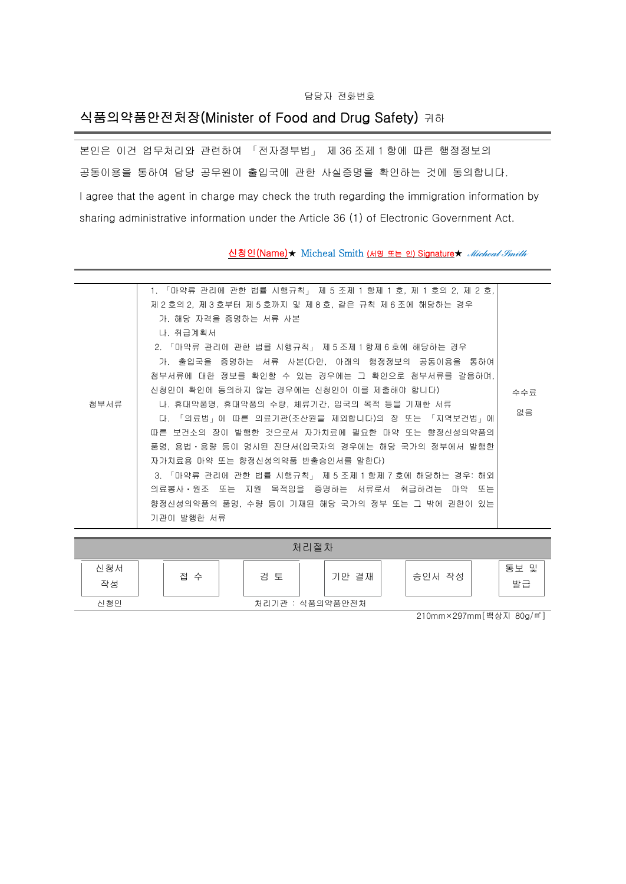담당자 전화번호

식품의약품안전처장(Minister of Food and Drug Safety) 귀하

본인은 이건 업무처리와 관련하여 「전자정부법」 제 36 조제 1 항에 따른 행정정보의 공동이용을 통하여 담당 공무원이 출입국에 관한 사실증명을 확인하는 것에 동의합니다.

I agree that the agent in charge may check the truth regarding the immigration information by sharing administrative information under the Article 36 (1) of Electronic Government Act.

신청인(Name)★ Micheal Smith (서명 또는 인) Signature★ *Micheal Smith*

| | | |
|---|---|---|
| 첨부서류 | 1. 「마약류 관리에 관한 법률 시행규칙」 제 5 조제 1 항제 1 호, 제 1 호의 2, 제 2 호, 제 2 호의 2, 제 3 호부터 제 5 호까지 및 제 8 호, 같은 규칙 제 6 조에 해당하는 경우<br>가. 해당 자격을 증명하는 서류 사본<br>나. 취급계획서<br>2. 「마약류 관리에 관한 법률 시행규칙」 제 5 조제 1 항제 6 호에 해당하는 경우<br>가. 출입국을 증명하는 서류 사본(다만, 아래의 행정정보의 공동이용을 통하여 첨부서류에 대한 정보를 확인할 수 있는 경우에는 그 확인으로 첨부서류를 갈음하며, 신청인이 확인에 동의하지 않는 경우에는 신청인이 이를 제출해야 합니다)<br>나. 휴대약품명, 휴대약품의 수량, 체류기간, 입국의 목적 등을 기재한 서류<br>다. 「의료법」에 따른 의료기관(조산원을 제외합니다)의 장 또는 「지역보건법」에 따른 보건소의 장이 발행한 것으로서 자가치료에 필요한 마약 또는 향정신성의약품의 품명, 용법ㆍ용량 등이 명시된 진단서(입국자의 경우에는 해당 국가의 정부에서 발행한 자가치료용 마약 또는 향정신성의약품 반출승인서를 말한다)<br>3. 「마약류 관리에 관한 법률 시행규칙」 제 5 조제 1 항제 7 호에 해당하는 경우: 해외의료봉사ㆍ원조 또는 지원 목적임을 증명하는 서류로서 취급하려는 마약 또는 향정신성의약품의 품명, 수량 등이 기재된 해당 국가의 정부 또는 그 밖에 권한이 있는 기관이 발행한 서류 | 수수료<br>없음 |

| 처리절차 | | | | | |
|---|---|---|---|---|---|
| 신청서 작성 | 접 수 | 검 토 | 기안 결재 | 승인서 작성 | 통보 및 발급 |
| 신청인 | 처리기관 : 식품의약품안전처 | | | | |

210mm×297mm[백상지 80g/㎡]